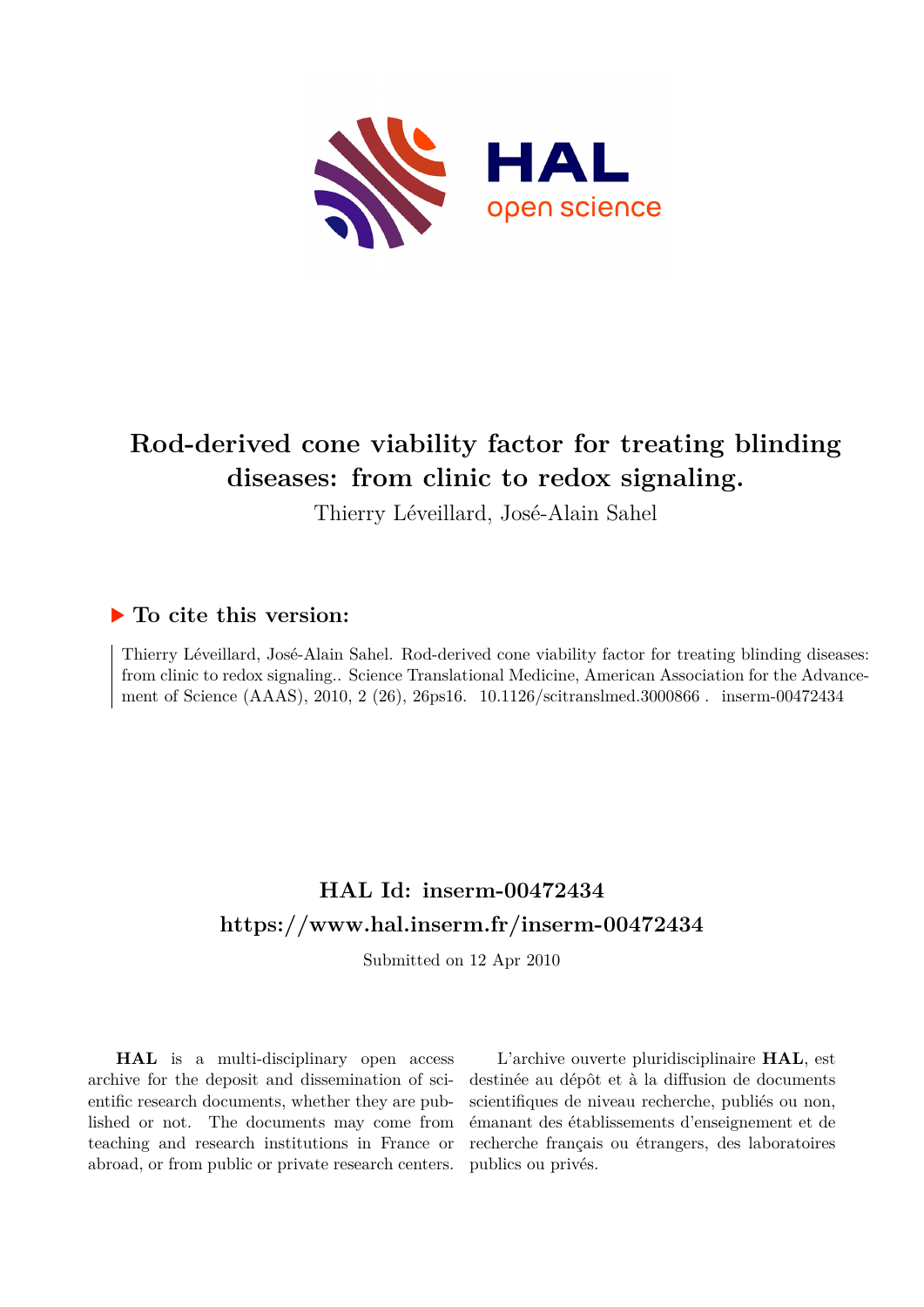# Rod-derived cone viability factor for treating blinding diseases: from clinic to redox signaling.

Thierry Léveillard, José-Alain Sahel

## ▶ To cite this version:

Thierry Léveillard, José-Alain Sahel. Rod-derived cone viability factor for treating blinding diseases: from clinic to redox signaling.. Science Translational Medicine, American Association for the Advancement of Science (AAAS), 2010, 2 (26), 26ps16. 10.1126/scitranslmed.3000866 . inserm-00472434

## HAL Id: inserm-00472434

## https://www.hal.inserm.fr/inserm-00472434

Submitted on 12 Apr 2010

**HAL** is a multi-disciplinary open access archive for the deposit and dissemination of scientific research documents, whether they are published or not. The documents may come from teaching and research institutions in France or abroad, or from public or private research centers.

L'archive ouverte pluridisciplinaire **HAL**, est destinée au dépôt et à la diffusion de documents scientifiques de niveau recherche, publiés ou non, émanant des établissements d'enseignement et de recherche français ou étrangers, des laboratoires publics ou privés.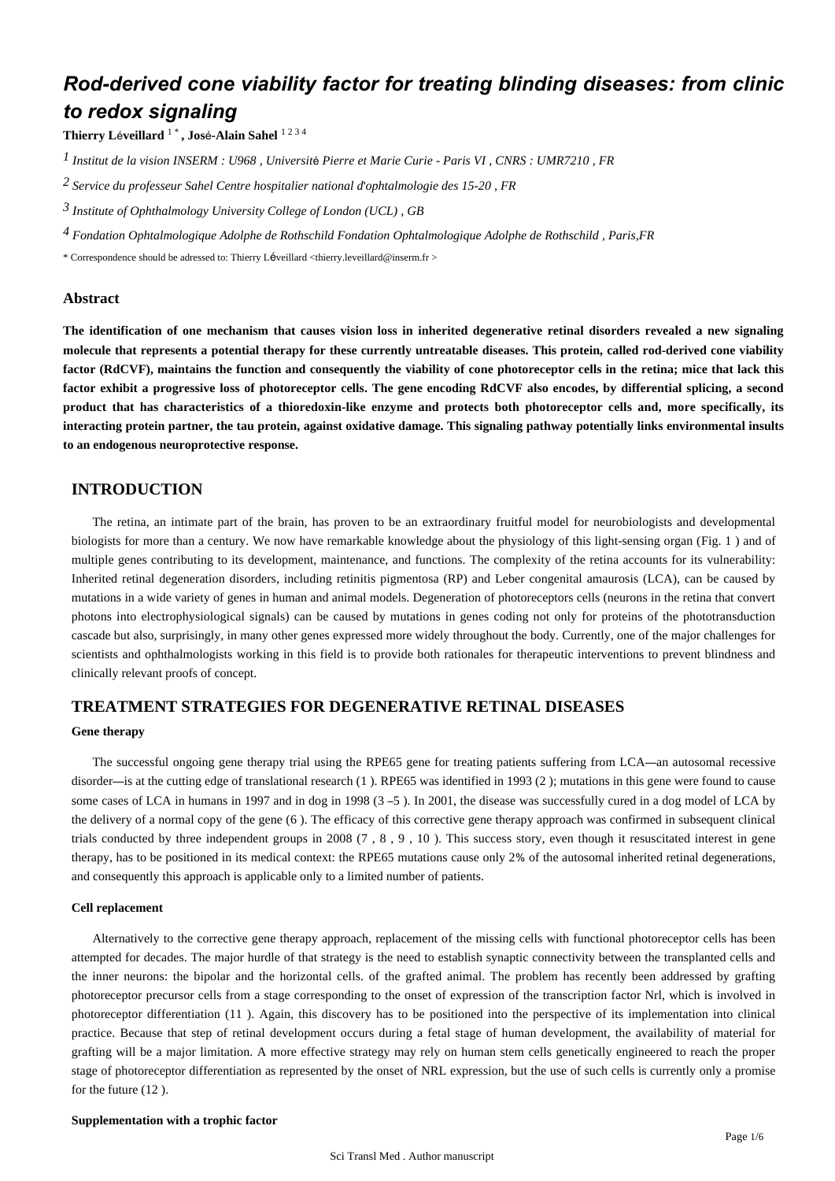# Rod-derived cone viability factor for treating blinding diseases: from clinic to redox signaling

**Thierry Léveillard** [1,*], **José-Alain Sahel** [1,2,3,4]

[1] *Institut de la vision INSERM : U968 , Université Pierre et Marie Curie - Paris VI , CNRS : UMR7210 , FR*

[2] *Service du professeur Sahel Centre hospitalier national d'ophtalmologie des 15-20 , FR*

[3] *Institute of Ophthalmology University College of London (UCL) , GB*

[4] *Fondation Ophtalmologique Adolphe de Rothschild Fondation Ophtalmologique Adolphe de Rothschild , Paris,FR*

\* Correspondence should be adressed to: Thierry Léveillard <thierry.leveillard@inserm.fr >

## Abstract

**The identification of one mechanism that causes vision loss in inherited degenerative retinal disorders revealed a new signaling molecule that represents a potential therapy for these currently untreatable diseases. This protein, called rod-derived cone viability factor (RdCVF), maintains the function and consequently the viability of cone photoreceptor cells in the retina; mice that lack this factor exhibit a progressive loss of photoreceptor cells. The gene encoding RdCVF also encodes, by differential splicing, a second product that has characteristics of a thioredoxin-like enzyme and protects both photoreceptor cells and, more specifically, its interacting protein partner, the tau protein, against oxidative damage. This signaling pathway potentially links environmental insults to an endogenous neuroprotective response.**

## INTRODUCTION

The retina, an intimate part of the brain, has proven to be an extraordinary fruitful model for neurobiologists and developmental biologists for more than a century. We now have remarkable knowledge about the physiology of this light-sensing organ (Fig. 1 ) and of multiple genes contributing to its development, maintenance, and functions. The complexity of the retina accounts for its vulnerability: Inherited retinal degeneration disorders, including retinitis pigmentosa (RP) and Leber congenital amaurosis (LCA), can be caused by mutations in a wide variety of genes in human and animal models. Degeneration of photoreceptors cells (neurons in the retina that convert photons into electrophysiological signals) can be caused by mutations in genes coding not only for proteins of the phototransduction cascade but also, surprisingly, in many other genes expressed more widely throughout the body. Currently, one of the major challenges for scientists and ophthalmologists working in this field is to provide both rationales for therapeutic interventions to prevent blindness and clinically relevant proofs of concept.

## TREATMENT STRATEGIES FOR DEGENERATIVE RETINAL DISEASES

### Gene therapy

The successful ongoing gene therapy trial using the RPE65 gene for treating patients suffering from LCA—an autosomal recessive disorder—is at the cutting edge of translational research (1 ). RPE65 was identified in 1993 (2 ); mutations in this gene were found to cause some cases of LCA in humans in 1997 and in dog in 1998 (3 –5 ). In 2001, the disease was successfully cured in a dog model of LCA by the delivery of a normal copy of the gene (6 ). The efficacy of this corrective gene therapy approach was confirmed in subsequent clinical trials conducted by three independent groups in 2008 (7 , 8 , 9 , 10 ). This success story, even though it resuscitated interest in gene therapy, has to be positioned in its medical context: the RPE65 mutations cause only 2% of the autosomal inherited retinal degenerations, and consequently this approach is applicable only to a limited number of patients.

### Cell replacement

Alternatively to the corrective gene therapy approach, replacement of the missing cells with functional photoreceptor cells has been attempted for decades. The major hurdle of that strategy is the need to establish synaptic connectivity between the transplanted cells and the inner neurons: the bipolar and the horizontal cells. of the grafted animal. The problem has recently been addressed by grafting photoreceptor precursor cells from a stage corresponding to the onset of expression of the transcription factor Nrl, which is involved in photoreceptor differentiation (11 ). Again, this discovery has to be positioned into the perspective of its implementation into clinical practice. Because that step of retinal development occurs during a fetal stage of human development, the availability of material for grafting will be a major limitation. A more effective strategy may rely on human stem cells genetically engineered to reach the proper stage of photoreceptor differentiation as represented by the onset of NRL expression, but the use of such cells is currently only a promise for the future (12 ).

### Supplementation with a trophic factor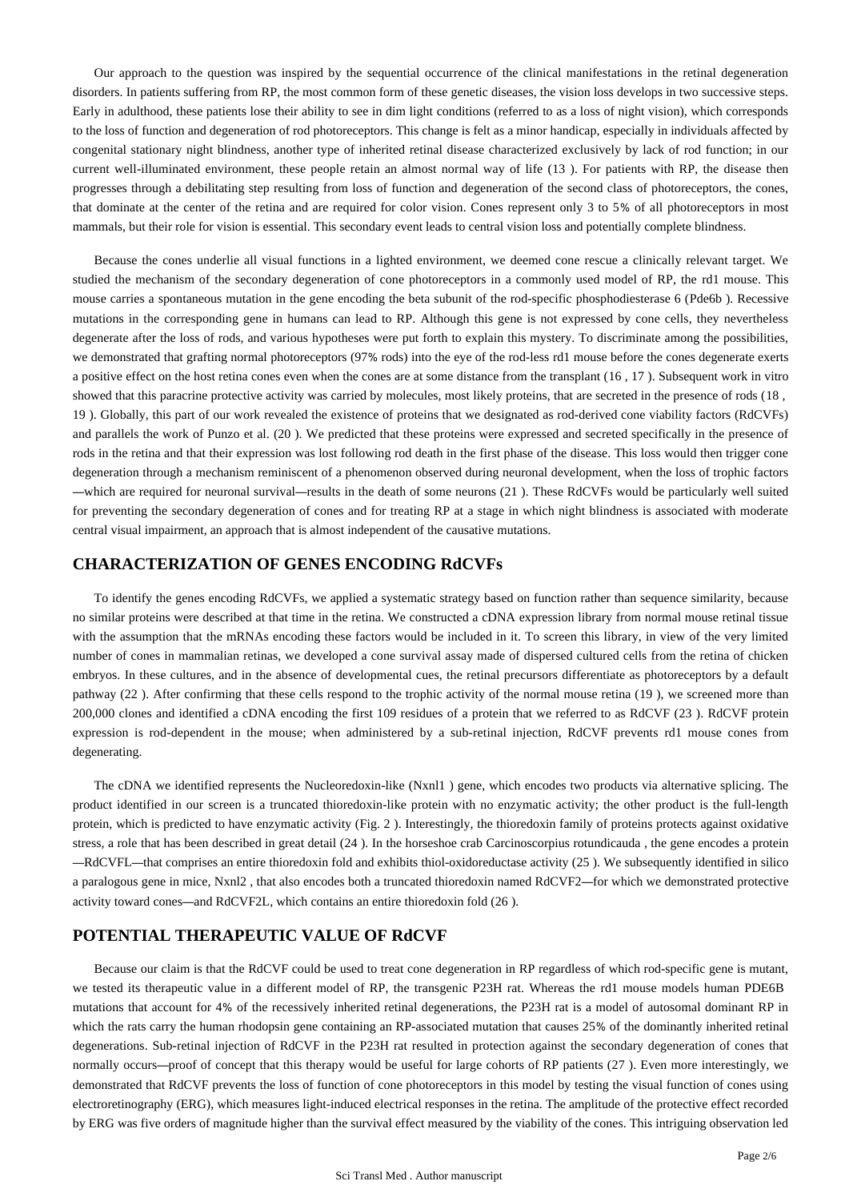Our approach to the question was inspired by the sequential occurrence of the clinical manifestations in the retinal degeneration disorders. In patients suffering from RP, the most common form of these genetic diseases, the vision loss develops in two successive steps. Early in adulthood, these patients lose their ability to see in dim light conditions (referred to as a loss of night vision), which corresponds to the loss of function and degeneration of rod photoreceptors. This change is felt as a minor handicap, especially in individuals affected by congenital stationary night blindness, another type of inherited retinal disease characterized exclusively by lack of rod function; in our current well-illuminated environment, these people retain an almost normal way of life (13 ). For patients with RP, the disease then progresses through a debilitating step resulting from loss of function and degeneration of the second class of photoreceptors, the cones, that dominate at the center of the retina and are required for color vision. Cones represent only 3 to 5% of all photoreceptors in most mammals, but their role for vision is essential. This secondary event leads to central vision loss and potentially complete blindness.

Because the cones underlie all visual functions in a lighted environment, we deemed cone rescue a clinically relevant target. We studied the mechanism of the secondary degeneration of cone photoreceptors in a commonly used model of RP, the rd1 mouse. This mouse carries a spontaneous mutation in the gene encoding the beta subunit of the rod-specific phosphodiesterase 6 (*Pde6b* ). Recessive mutations in the corresponding gene in humans can lead to RP. Although this gene is not expressed by cone cells, they nevertheless degenerate after the loss of rods, and various hypotheses were put forth to explain this mystery. To discriminate among the possibilities, we demonstrated that grafting normal photoreceptors (97% rods) into the eye of the rod-less rd1 mouse before the cones degenerate exerts a positive effect on the host retina cones even when the cones are at some distance from the transplant (16 , 17 ). Subsequent work in vitro showed that this paracrine protective activity was carried by molecules, most likely proteins, that are secreted in the presence of rods (18 , 19 ). Globally, this part of our work revealed the existence of proteins that we designated as rod-derived cone viability factors (RdCVFs) and parallels the work of Punzo et al. (20 ). We predicted that these proteins were expressed and secreted specifically in the presence of rods in the retina and that their expression was lost following rod death in the first phase of the disease. This loss would then trigger cone degeneration through a mechanism reminiscent of a phenomenon observed during neuronal development, when the loss of trophic factors —which are required for neuronal survival—results in the death of some neurons (21 ). These RdCVFs would be particularly well suited for preventing the secondary degeneration of cones and for treating RP at a stage in which night blindness is associated with moderate central visual impairment, an approach that is almost independent of the causative mutations.

## CHARACTERIZATION OF GENES ENCODING RdCVFs

To identify the genes encoding RdCVFs, we applied a systematic strategy based on function rather than sequence similarity, because no similar proteins were described at that time in the retina. We constructed a cDNA expression library from normal mouse retinal tissue with the assumption that the mRNAs encoding these factors would be included in it. To screen this library, in view of the very limited number of cones in mammalian retinas, we developed a cone survival assay made of dispersed cultured cells from the retina of chicken embryos. In these cultures, and in the absence of developmental cues, the retinal precursors differentiate as photoreceptors by a default pathway (22 ). After confirming that these cells respond to the trophic activity of the normal mouse retina (19 ), we screened more than 200,000 clones and identified a cDNA encoding the first 109 residues of a protein that we referred to as RdCVF (23 ). RdCVF protein expression is rod-dependent in the mouse; when administered by a sub-retinal injection, RdCVF prevents rd1 mouse cones from degenerating.

The cDNA we identified represents the Nucleoredoxin-like (*Nxnl1* ) gene, which encodes two products via alternative splicing. The product identified in our screen is a truncated thioredoxin-like protein with no enzymatic activity; the other product is the full-length protein, which is predicted to have enzymatic activity (Fig. 2 ). Interestingly, the thioredoxin family of proteins protects against oxidative stress, a role that has been described in great detail (24 ). In the horseshoe crab *Carcinoscorpius rotundicauda* , the gene encodes a protein —RdCVFL—that comprises an entire thioredoxin fold and exhibits thiol-oxidoreductase activity (25 ). We subsequently identified in silico a paralogous gene in mice, *Nxnl2* , that also encodes both a truncated thioredoxin named RdCVF2—for which we demonstrated protective activity toward cones—and RdCVF2L, which contains an entire thioredoxin fold (26 ).

## POTENTIAL THERAPEUTIC VALUE OF RdCVF

Because our claim is that the RdCVF could be used to treat cone degeneration in RP regardless of which rod-specific gene is mutant, we tested its therapeutic value in a different model of RP, the transgenic P23H rat. Whereas the rd1 mouse models human *PDE6B* mutations that account for 4% of the recessively inherited retinal degenerations, the P23H rat is a model of autosomal dominant RP in which the rats carry the human rhodopsin gene containing an RP-associated mutation that causes 25% of the dominantly inherited retinal degenerations. Sub-retinal injection of RdCVF in the P23H rat resulted in protection against the secondary degeneration of cones that normally occurs—proof of concept that this therapy would be useful for large cohorts of RP patients (27 ). Even more interestingly, we demonstrated that RdCVF prevents the loss of function of cone photoreceptors in this model by testing the visual function of cones using electroretinography (ERG), which measures light-induced electrical responses in the retina. The amplitude of the protective effect recorded by ERG was five orders of magnitude higher than the survival effect measured by the viability of the cones. This intriguing observation led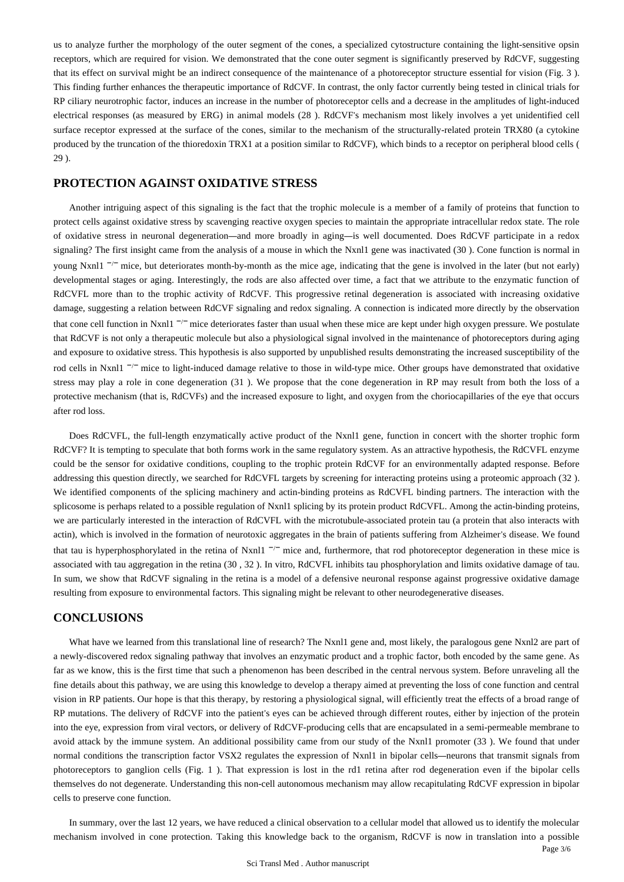us to analyze further the morphology of the outer segment of the cones, a specialized cytostructure containing the light-sensitive opsin receptors, which are required for vision. We demonstrated that the cone outer segment is significantly preserved by RdCVF, suggesting that its effect on survival might be an indirect consequence of the maintenance of a photoreceptor structure essential for vision (Fig. 3 ). This finding further enhances the therapeutic importance of RdCVF. In contrast, the only factor currently being tested in clinical trials for RP ciliary neurotrophic factor, induces an increase in the number of photoreceptor cells and a decrease in the amplitudes of light-induced electrical responses (as measured by ERG) in animal models (28 ). RdCVF's mechanism most likely involves a yet unidentified cell surface receptor expressed at the surface of the cones, similar to the mechanism of the structurally-related protein TRX80 (a cytokine produced by the truncation of the thioredoxin TRX1 at a position similar to RdCVF), which binds to a receptor on peripheral blood cells ( 29 ).

## PROTECTION AGAINST OXIDATIVE STRESS

Another intriguing aspect of this signaling is the fact that the trophic molecule is a member of a family of proteins that function to protect cells against oxidative stress by scavenging reactive oxygen species to maintain the appropriate intracellular redox state. The role of oxidative stress in neuronal degeneration—and more broadly in aging—is well documented. Does RdCVF participate in a redox signaling? The first insight came from the analysis of a mouse in which the Nxnl1 gene was inactivated (30 ). Cone function is normal in young Nxnl1 $^{-/-}$ mice, but deteriorates month-by-month as the mice age, indicating that the gene is involved in the later (but not early) developmental stages or aging. Interestingly, the rods are also affected over time, a fact that we attribute to the enzymatic function of RdCVFL more than to the trophic activity of RdCVF. This progressive retinal degeneration is associated with increasing oxidative damage, suggesting a relation between RdCVF signaling and redox signaling. A connection is indicated more directly by the observation that cone cell function in Nxnl1 $^{-/-}$ mice deteriorates faster than usual when these mice are kept under high oxygen pressure. We postulate that RdCVF is not only a therapeutic molecule but also a physiological signal involved in the maintenance of photoreceptors during aging and exposure to oxidative stress. This hypothesis is also supported by unpublished results demonstrating the increased susceptibility of the rod cells in Nxnl1 $^{-/-}$ mice to light-induced damage relative to those in wild-type mice. Other groups have demonstrated that oxidative stress may play a role in cone degeneration (31 ). We propose that the cone degeneration in RP may result from both the loss of a protective mechanism (that is, RdCVFs) and the increased exposure to light, and oxygen from the choriocapillaries of the eye that occurs after rod loss.

Does RdCVFL, the full-length enzymatically active product of the Nxnl1 gene, function in concert with the shorter trophic form RdCVF? It is tempting to speculate that both forms work in the same regulatory system. As an attractive hypothesis, the RdCVFL enzyme could be the sensor for oxidative conditions, coupling to the trophic protein RdCVF for an environmentally adapted response. Before addressing this question directly, we searched for RdCVFL targets by screening for interacting proteins using a proteomic approach (32 ). We identified components of the splicing machinery and actin-binding proteins as RdCVFL binding partners. The interaction with the splicosome is perhaps related to a possible regulation of Nxnl1 splicing by its protein product RdCVFL. Among the actin-binding proteins, we are particularly interested in the interaction of RdCVFL with the microtubule-associated protein tau (a protein that also interacts with actin), which is involved in the formation of neurotoxic aggregates in the brain of patients suffering from Alzheimer's disease. We found that tau is hyperphosphorylated in the retina of Nxnl1 $^{-/-}$ mice and, furthermore, that rod photoreceptor degeneration in these mice is associated with tau aggregation in the retina (30 , 32 ). In vitro, RdCVFL inhibits tau phosphorylation and limits oxidative damage of tau. In sum, we show that RdCVF signaling in the retina is a model of a defensive neuronal response against progressive oxidative damage resulting from exposure to environmental factors. This signaling might be relevant to other neurodegenerative diseases.

## CONCLUSIONS

What have we learned from this translational line of research? The Nxnl1 gene and, most likely, the paralogous gene Nxnl2 are part of a newly-discovered redox signaling pathway that involves an enzymatic product and a trophic factor, both encoded by the same gene. As far as we know, this is the first time that such a phenomenon has been described in the central nervous system. Before unraveling all the fine details about this pathway, we are using this knowledge to develop a therapy aimed at preventing the loss of cone function and central vision in RP patients. Our hope is that this therapy, by restoring a physiological signal, will efficiently treat the effects of a broad range of RP mutations. The delivery of RdCVF into the patient's eyes can be achieved through different routes, either by injection of the protein into the eye, expression from viral vectors, or delivery of RdCVF-producing cells that are encapsulated in a semi-permeable membrane to avoid attack by the immune system. An additional possibility came from our study of the Nxnl1 promoter (33 ). We found that under normal conditions the transcription factor VSX2 regulates the expression of Nxnl1 in bipolar cells—neurons that transmit signals from photoreceptors to ganglion cells (Fig. 1 ). That expression is lost in the rd1 retina after rod degeneration even if the bipolar cells themselves do not degenerate. Understanding this non-cell autonomous mechanism may allow recapitulating RdCVF expression in bipolar cells to preserve cone function.

In summary, over the last 12 years, we have reduced a clinical observation to a cellular model that allowed us to identify the molecular mechanism involved in cone protection. Taking this knowledge back to the organism, RdCVF is now in translation into a possible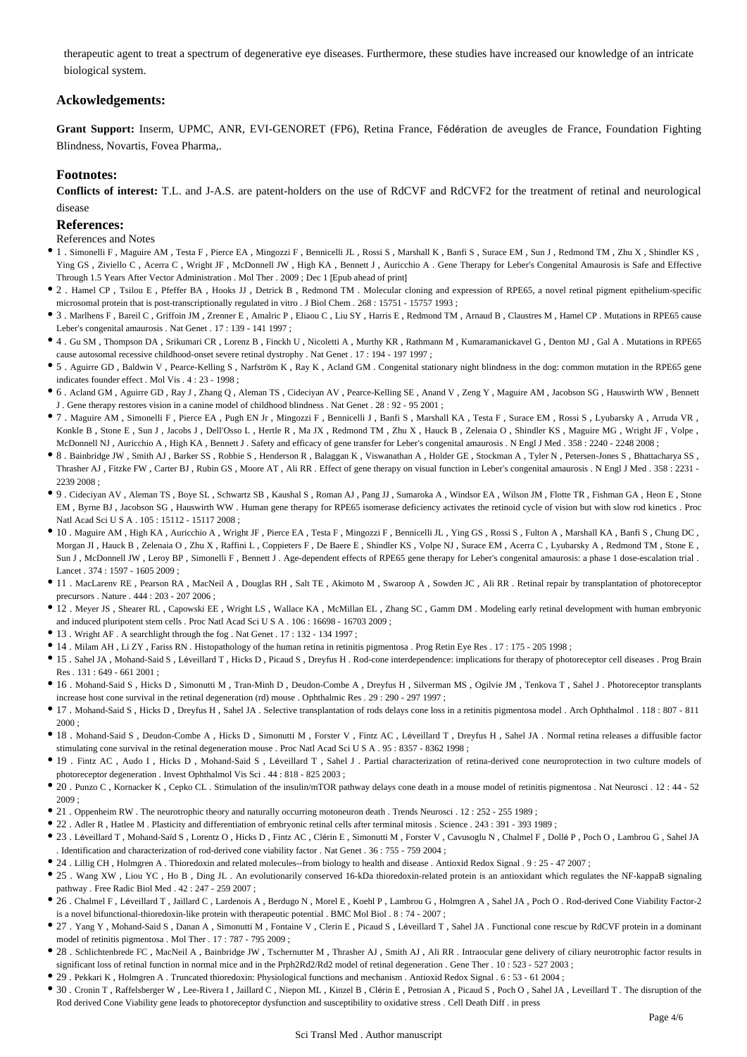therapeutic agent to treat a spectrum of degenerative eye diseases. Furthermore, these studies have increased our knowledge of an intricate biological system.

## Ackowledgements:

**Grant Support:** Inserm, UPMC, ANR, EVI-GENORET (FP6), Retina France, Fédération de aveugles de France, Foundation Fighting Blindness, Novartis, Fovea Pharma,.

## Footnotes:

**Conflicts of interest:** T.L. and J-A.S. are patent-holders on the use of RdCVF and RdCVF2 for the treatment of retinal and neurological disease

## References:

References and Notes

- 1 . Simonelli F , Maguire AM , Testa F , Pierce EA , Mingozzi F , Bennicelli JL , Rossi S , Marshall K , Banfi S , Surace EM , Sun J , Redmond TM , Zhu X , Shindler KS , Ying GS , Ziviello C , Acerra C , Wright JF , McDonnell JW , High KA , Bennett J , Auricchio A . Gene Therapy for Leber's Congenital Amaurosis is Safe and Effective Through 1.5 Years After Vector Administration . Mol Ther . 2009 ; Dec 1 [Epub ahead of print]
- 2 . Hamel CP , Tsilou E , Pfeffer BA , Hooks JJ , Detrick B , Redmond TM . Molecular cloning and expression of RPE65, a novel retinal pigment epithelium-specific microsomal protein that is post-transcriptionally regulated in vitro . J Biol Chem . 268 : 15751 - 15757 1993 ;
- 3 . Marlhens F , Bareil C , Griffoin JM , Zrenner E , Amalric P , Eliaou C , Liu SY , Harris E , Redmond TM , Arnaud B , Claustres M , Hamel CP . Mutations in RPE65 cause Leber's congenital amaurosis . Nat Genet . 17 : 139 - 141 1997 ;
- 4 . Gu SM , Thompson DA , Srikumari CR , Lorenz B , Finckh U , Nicoletti A , Murthy KR , Rathmann M , Kumaramanickavel G , Denton MJ , Gal A . Mutations in RPE65 cause autosomal recessive childhood-onset severe retinal dystrophy . Nat Genet . 17 : 194 - 197 1997 ;
- 5 . Aguirre GD , Baldwin V , Pearce-Kelling S , Narfström K , Ray K , Acland GM . Congenital stationary night blindness in the dog: common mutation in the RPE65 gene indicates founder effect . Mol Vis . 4 : 23 - 1998 ;
- 6 . Acland GM , Aguirre GD , Ray J , Zhang Q , Aleman TS , Cideciyan AV , Pearce-Kelling SE , Anand V , Zeng Y , Maguire AM , Jacobson SG , Hauswirth WW , Bennett J . Gene therapy restores vision in a canine model of childhood blindness . Nat Genet . 28 : 92 - 95 2001 ;
- 7 . Maguire AM , Simonelli F , Pierce EA , Pugh EN Jr , Mingozzi F , Bennicelli J , Banfi S , Marshall KA , Testa F , Surace EM , Rossi S , Lyubarsky A , Arruda VR , Konkle B , Stone E , Sun J , Jacobs J , Dell'Osso L , Hertle R , Ma JX , Redmond TM , Zhu X , Hauck B , Zelenaia O , Shindler KS , Maguire MG , Wright JF , Volpe , McDonnell NJ , Auricchio A , High KA , Bennett J . Safety and efficacy of gene transfer for Leber's congenital amaurosis . N Engl J Med . 358 : 2240 - 2248 2008 ;
- 8 . Bainbridge JW , Smith AJ , Barker SS , Robbie S , Henderson R , Balaggan K , Viswanathan A , Holder GE , Stockman A , Tyler N , Petersen-Jones S , Bhattacharya SS , Thrasher AJ , Fitzke FW , Carter BJ , Rubin GS , Moore AT , Ali RR . Effect of gene therapy on visual function in Leber's congenital amaurosis . N Engl J Med . 358 : 2231 - 2239 2008 ;
- 9 . Cideciyan AV , Aleman TS , Boye SL , Schwartz SB , Kaushal S , Roman AJ , Pang JJ , Sumaroka A , Windsor EA , Wilson JM , Flotte TR , Fishman GA , Heon E , Stone EM , Byrne BJ , Jacobson SG , Hauswirth WW . Human gene therapy for RPE65 isomerase deficiency activates the retinoid cycle of vision but with slow rod kinetics . Proc Natl Acad Sci U S A . 105 : 15112 - 15117 2008 ;
- 10 . Maguire AM , High KA , Auricchio A , Wright JF , Pierce EA , Testa F , Mingozzi F , Bennicelli JL , Ying GS , Rossi S , Fulton A , Marshall KA , Banfi S , Chung DC , Morgan JI , Hauck B , Zelenaia O , Zhu X , Raffini L , Coppieters F , De Baere E , Shindler KS , Volpe NJ , Surace EM , Acerra C , Lyubarsky A , Redmond TM , Stone E , Sun J , McDonnell JW , Leroy BP , Simonelli F , Bennett J . Age-dependent effects of RPE65 gene therapy for Leber's congenital amaurosis: a phase 1 dose-escalation trial . Lancet . 374 : 1597 - 1605 2009 ;
- 11 . MacLarenv RE , Pearson RA , MacNeil A , Douglas RH , Salt TE , Akimoto M , Swaroop A , Sowden JC , Ali RR . Retinal repair by transplantation of photoreceptor precursors . Nature . 444 : 203 - 207 2006 ;
- 12 . Meyer JS , Shearer RL , Capowski EE , Wright LS , Wallace KA , McMillan EL , Zhang SC , Gamm DM . Modeling early retinal development with human embryonic and induced pluripotent stem cells . Proc Natl Acad Sci U S A . 106 : 16698 - 16703 2009 ;
- 13 . Wright AF . A searchlight through the fog . Nat Genet . 17 : 132 - 134 1997 ;
- 14 . Milam AH , Li ZY , Fariss RN . Histopathology of the human retina in retinitis pigmentosa . Prog Retin Eye Res . 17 : 175 - 205 1998 ;
- 15 . Sahel JA , Mohand-Said S , Léveillard T , Hicks D , Picaud S , Dreyfus H . Rod-cone interdependence: implications for therapy of photoreceptor cell diseases . Prog Brain Res . 131 : 649 - 661 2001 ;
- 16 . Mohand-Said S , Hicks D , Simonutti M , Tran-Minh D , Deudon-Combe A , Dreyfus H , Silverman MS , Ogilvie JM , Tenkova T , Sahel J . Photoreceptor transplants increase host cone survival in the retinal degeneration (rd) mouse . Ophthalmic Res . 29 : 290 - 297 1997 ;
- 17 . Mohand-Said S , Hicks D , Dreyfus H , Sahel JA . Selective transplantation of rods delays cone loss in a retinitis pigmentosa model . Arch Ophthalmol . 118 : 807 - 811 2000 ;
- 18 . Mohand-Said S , Deudon-Combe A , Hicks D , Simonutti M , Forster V , Fintz AC , Léveillard T , Dreyfus H , Sahel JA . Normal retina releases a diffusible factor stimulating cone survival in the retinal degeneration mouse . Proc Natl Acad Sci U S A . 95 : 8357 - 8362 1998 ;
- 19 . Fintz AC , Audo I , Hicks D , Mohand-Said S , Léveillard T , Sahel J . Partial characterization of retina-derived cone neuroprotection in two culture models of photoreceptor degeneration . Invest Ophthalmol Vis Sci . 44 : 818 - 825 2003 ;
- 20 . Punzo C , Kornacker K , Cepko CL . Stimulation of the insulin/mTOR pathway delays cone death in a mouse model of retinitis pigmentosa . Nat Neurosci . 12 : 44 - 52 2009 ;
- 21 . Oppenheim RW . The neurotrophic theory and naturally occurring motoneuron death . Trends Neurosci . 12 : 252 - 255 1989 ;
- 22 . Adler R , Hatlee M . Plasticity and differentiation of embryonic retinal cells after terminal mitosis . Science . 243 : 391 - 393 1989 ;
- 23 . Léveillard T , Mohand-Saïd S , Lorentz O , Hicks D , Fintz AC , Clérin E , Simonutti M , Forster V , Cavusoglu N , Chalmel F , Dollé P , Poch O , Lambrou G , Sahel JA . Identification and characterization of rod-derived cone viability factor . Nat Genet . 36 : 755 - 759 2004 ;
- 24 . Lillig CH , Holmgren A . Thioredoxin and related molecules--from biology to health and disease . Antioxid Redox Signal . 9 : 25 - 47 2007 ;
- 25 . Wang XW , Liou YC , Ho B , Ding JL . An evolutionarily conserved 16-kDa thioredoxin-related protein is an antioxidant which regulates the NF-kappaB signaling pathway . Free Radic Biol Med . 42 : 247 - 259 2007 ;
- 26 . Chalmel F , Léveillard T , Jaillard C , Lardenois A , Berdugo N , Morel E , Koehl P , Lambrou G , Holmgren A , Sahel JA , Poch O . Rod-derived Cone Viability Factor-2 is a novel bifunctional-thioredoxin-like protein with therapeutic potential . BMC Mol Biol . 8 : 74 - 2007 ;
- 27 . Yang Y , Mohand-Said S , Danan A , Simonutti M , Fontaine V , Clerin E , Picaud S , Léveillard T , Sahel JA . Functional cone rescue by RdCVF protein in a dominant model of retinitis pigmentosa . Mol Ther . 17 : 787 - 795 2009 ;
- 28 . Schlichtenbrede FC , MacNeil A , Bainbridge JW , Tschernutter M , Thrasher AJ , Smith AJ , Ali RR . Intraocular gene delivery of ciliary neurotrophic factor results in significant loss of retinal function in normal mice and in the Prph2Rd2/Rd2 model of retinal degeneration . Gene Ther . 10 : 523 - 527 2003 ;
- 29 . Pekkari K , Holmgren A . Truncated thioredoxin: Physiological functions and mechanism . Antioxid Redox Signal . 6 : 53 - 61 2004 ;
- 30 . Cronin T , Raffelsberger W , Lee-Rivera I , Jaillard C , Niepon ML , Kinzel B , Clérin E , Petrosian A , Picaud S , Poch O , Sahel JA , Leveillard T . The disruption of the Rod derived Cone Viability gene leads to photoreceptor dysfunction and susceptibility to oxidative stress . Cell Death Diff . in press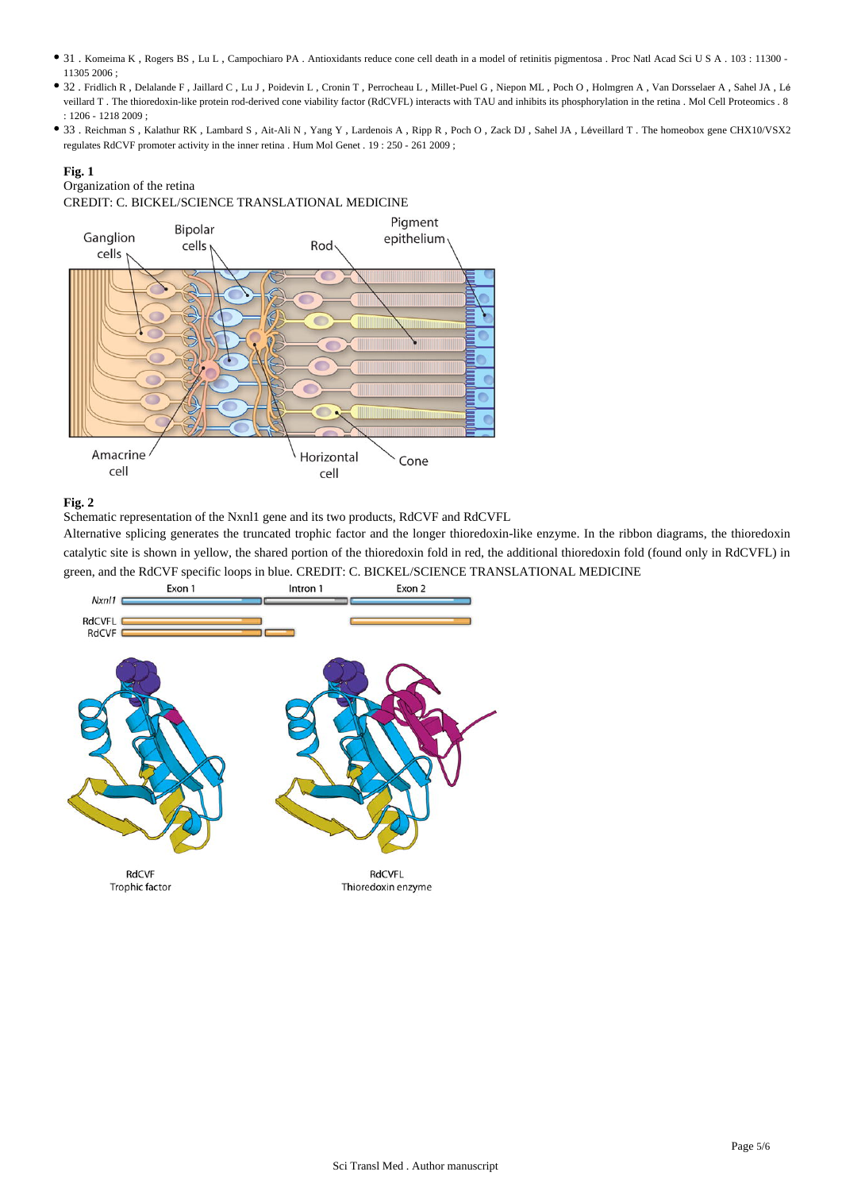- 31 . Komeima K , Rogers BS , Lu L , Campochiaro PA . Antioxidants reduce cone cell death in a model of retinitis pigmentosa . Proc Natl Acad Sci U S A . 103 : 11300 - 11305 2006 ;
- 32 . Fridlich R , Delalande F , Jaillard C , Lu J , Poidevin L , Cronin T , Perrocheau L , Millet-Puel G , Niepon ML , Poch O , Holmgren A , Van Dorsselaer A , Sahel JA , Léveillard T . The thioredoxin-like protein rod-derived cone viability factor (RdCVFL) interacts with TAU and inhibits its phosphorylation in the retina . Mol Cell Proteomics . 8 : 1206 - 1218 2009 ;
- 33 . Reichman S , Kalathur RK , Lambard S , Ait-Ali N , Yang Y , Lardenois A , Ripp R , Poch O , Zack DJ , Sahel JA , Léveillard T . The homeobox gene CHX10/VSX2 regulates RdCVF promoter activity in the inner retina . Hum Mol Genet . 19 : 250 - 261 2009 ;

**Fig. 1**

Organization of the retina

CREDIT: C. BICKEL/SCIENCE TRANSLATIONAL MEDICINE

**Fig. 2**

Schematic representation of the Nxnl1 gene and its two products, RdCVF and RdCVFL

Alternative splicing generates the truncated trophic factor and the longer thioredoxin-like enzyme. In the ribbon diagrams, the thioredoxin catalytic site is shown in yellow, the shared portion of the thioredoxin fold in red, the additional thioredoxin fold (found only in RdCVFL) in green, and the RdCVF specific loops in blue. CREDIT: C. BICKEL/SCIENCE TRANSLATIONAL MEDICINE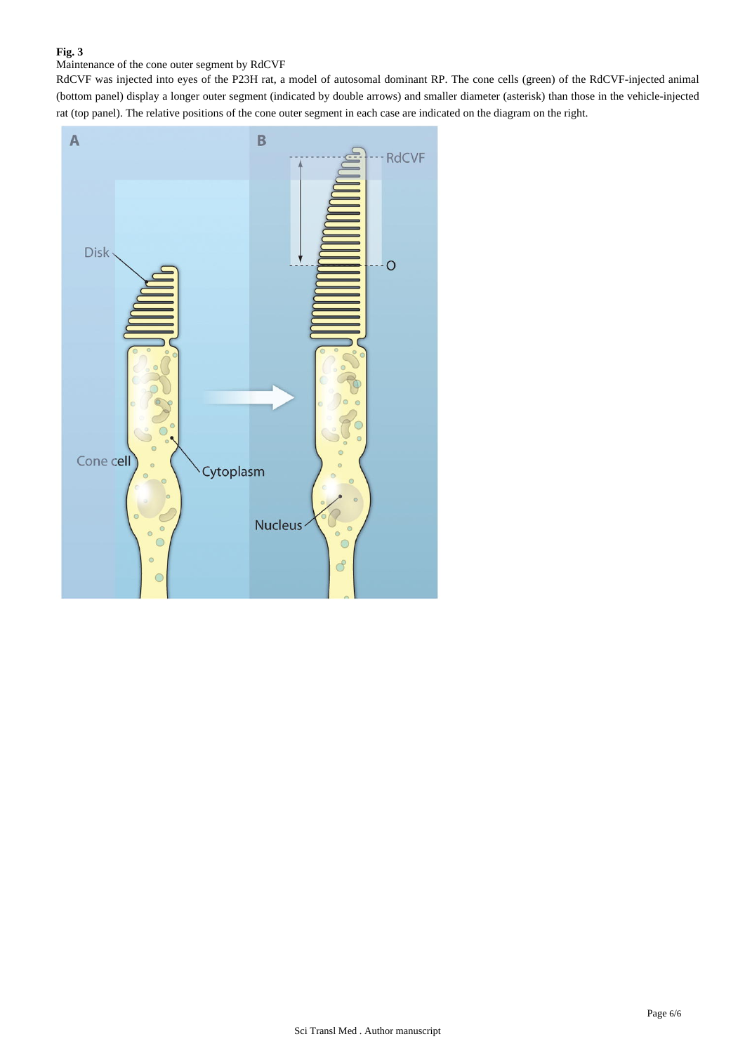**Fig. 3**

Maintenance of the cone outer segment by RdCVF

RdCVF was injected into eyes of the P23H rat, a model of autosomal dominant RP. The cone cells (green) of the RdCVF-injected animal (bottom panel) display a longer outer segment (indicated by double arrows) and smaller diameter (asterisk) than those in the vehicle-injected rat (top panel). The relative positions of the cone outer segment in each case are indicated on the diagram on the right.

A

B

RdCVF

Disk

O

Cone cell

Cytoplasm

Nucleus